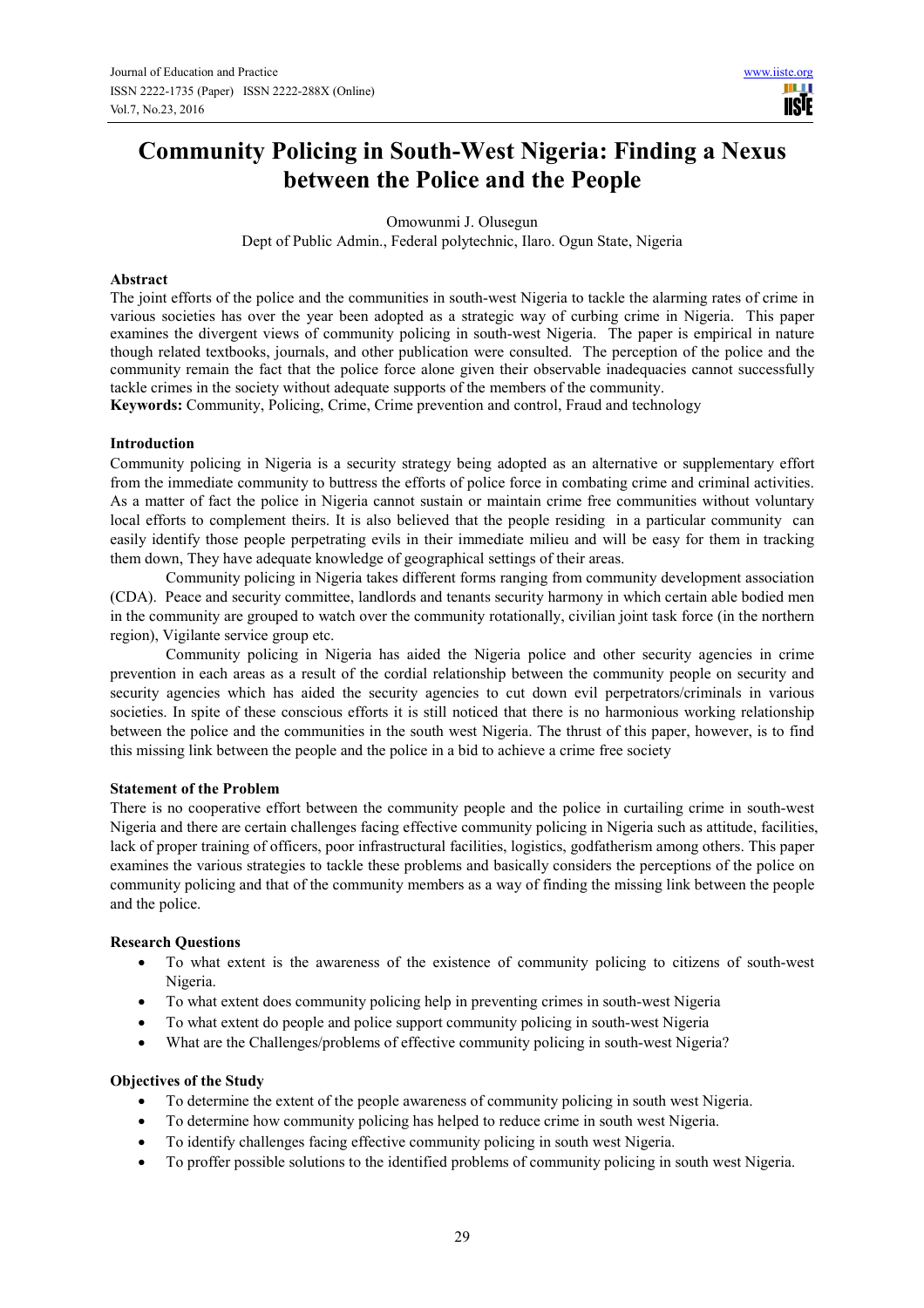# Community Policing in South-West Nigeria: Finding a Nexus between the Police and the People

Omowunmi J. Olusegun

Dept of Public Admin., Federal polytechnic, Ilaro. Ogun State, Nigeria

## Abstract

The joint efforts of the police and the communities in south-west Nigeria to tackle the alarming rates of crime in various societies has over the year been adopted as a strategic way of curbing crime in Nigeria. This paper examines the divergent views of community policing in south-west Nigeria. The paper is empirical in nature though related textbooks, journals, and other publication were consulted. The perception of the police and the community remain the fact that the police force alone given their observable inadequacies cannot successfully tackle crimes in the society without adequate supports of the members of the community.

**Keywords:** Community, Policing, Crime, Crime prevention and control, Fraud and technology

## Introduction

Community policing in Nigeria is a security strategy being adopted as an alternative or supplementary effort from the immediate community to buttress the efforts of police force in combating crime and criminal activities. As a matter of fact the police in Nigeria cannot sustain or maintain crime free communities without voluntary local efforts to complement theirs. It is also believed that the people residing in a particular community can easily identify those people perpetrating evils in their immediate milieu and will be easy for them in tracking them down, They have adequate knowledge of geographical settings of their areas.

Community policing in Nigeria takes different forms ranging from community development association (CDA). Peace and security committee, landlords and tenants security harmony in which certain able bodied men in the community are grouped to watch over the community rotationally, civilian joint task force (in the northern region), Vigilante service group etc.

Community policing in Nigeria has aided the Nigeria police and other security agencies in crime prevention in each areas as a result of the cordial relationship between the community people on security and security agencies which has aided the security agencies to cut down evil perpetrators/criminals in various societies. In spite of these conscious efforts it is still noticed that there is no harmonious working relationship between the police and the communities in the south west Nigeria. The thrust of this paper, however, is to find this missing link between the people and the police in a bid to achieve a crime free society

## Statement of the Problem

There is no cooperative effort between the community people and the police in curtailing crime in south-west Nigeria and there are certain challenges facing effective community policing in Nigeria such as attitude, facilities, lack of proper training of officers, poor infrastructural facilities, logistics, godfatherism among others. This paper examines the various strategies to tackle these problems and basically considers the perceptions of the police on community policing and that of the community members as a way of finding the missing link between the people and the police.

## Research Questions

- To what extent is the awareness of the existence of community policing to citizens of south-west Nigeria.
- To what extent does community policing help in preventing crimes in south-west Nigeria
- To what extent do people and police support community policing in south-west Nigeria
- What are the Challenges/problems of effective community policing in south-west Nigeria?

## Objectives of the Study

- To determine the extent of the people awareness of community policing in south west Nigeria.
- To determine how community policing has helped to reduce crime in south west Nigeria.
- To identify challenges facing effective community policing in south west Nigeria.
- To proffer possible solutions to the identified problems of community policing in south west Nigeria.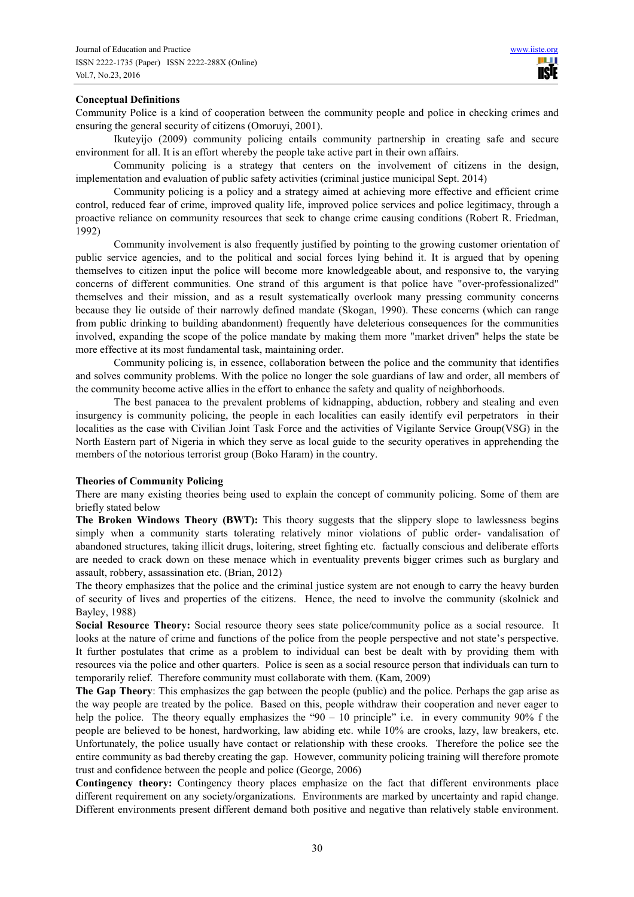**Conceptual Definitions**

Community Police is a kind of cooperation between the community people and police in checking crimes and ensuring the general security of citizens (Omoruyi, 2001).

Ikuteyijo (2009) community policing entails community partnership in creating safe and secure environment for all. It is an effort whereby the people take active part in their own affairs.

Community policing is a strategy that centers on the involvement of citizens in the design, implementation and evaluation of public safety activities (criminal justice municipal Sept. 2014)

Community policing is a policy and a strategy aimed at achieving more effective and efficient crime control, reduced fear of crime, improved quality life, improved police services and police legitimacy, through a proactive reliance on community resources that seek to change crime causing conditions (Robert R. Friedman, 1992)

Community involvement is also frequently justified by pointing to the growing customer orientation of public service agencies, and to the political and social forces lying behind it. It is argued that by opening themselves to citizen input the police will become more knowledgeable about, and responsive to, the varying concerns of different communities. One strand of this argument is that police have "over-professionalized" themselves and their mission, and as a result systematically overlook many pressing community concerns because they lie outside of their narrowly defined mandate (Skogan, 1990). These concerns (which can range from public drinking to building abandonment) frequently have deleterious consequences for the communities involved, expanding the scope of the police mandate by making them more "market driven" helps the state be more effective at its most fundamental task, maintaining order.

Community policing is, in essence, collaboration between the police and the community that identifies and solves community problems. With the police no longer the sole guardians of law and order, all members of the community become active allies in the effort to enhance the safety and quality of neighborhoods.

The best panacea to the prevalent problems of kidnapping, abduction, robbery and stealing and even insurgency is community policing, the people in each localities can easily identify evil perpetrators in their localities as the case with Civilian Joint Task Force and the activities of Vigilante Service Group(VSG) in the North Eastern part of Nigeria in which they serve as local guide to the security operatives in apprehending the members of the notorious terrorist group (Boko Haram) in the country.

**Theories of Community Policing**

There are many existing theories being used to explain the concept of community policing. Some of them are briefly stated below

**The Broken Windows Theory (BWT):** This theory suggests that the slippery slope to lawlessness begins simply when a community starts tolerating relatively minor violations of public order- vandalisation of abandoned structures, taking illicit drugs, loitering, street fighting etc. factually conscious and deliberate efforts are needed to crack down on these menace which in eventuality prevents bigger crimes such as burglary and assault, robbery, assassination etc. (Brian, 2012)

The theory emphasizes that the police and the criminal justice system are not enough to carry the heavy burden of security of lives and properties of the citizens. Hence, the need to involve the community (skolnick and Bayley, 1988)

**Social Resource Theory:** Social resource theory sees state police/community police as a social resource. It looks at the nature of crime and functions of the police from the people perspective and not state's perspective. It further postulates that crime as a problem to individual can best be dealt with by providing them with resources via the police and other quarters. Police is seen as a social resource person that individuals can turn to temporarily relief. Therefore community must collaborate with them. (Kam, 2009)

**The Gap Theory**: This emphasizes the gap between the people (public) and the police. Perhaps the gap arise as the way people are treated by the police. Based on this, people withdraw their cooperation and never eager to help the police. The theory equally emphasizes the "90 – 10 principle" i.e. in every community 90% f the people are believed to be honest, hardworking, law abiding etc. while 10% are crooks, lazy, law breakers, etc. Unfortunately, the police usually have contact or relationship with these crooks. Therefore the police see the entire community as bad thereby creating the gap. However, community policing training will therefore promote trust and confidence between the people and police (George, 2006)

**Contingency theory:** Contingency theory places emphasize on the fact that different environments place different requirement on any society/organizations. Environments are marked by uncertainty and rapid change. Different environments present different demand both positive and negative than relatively stable environment.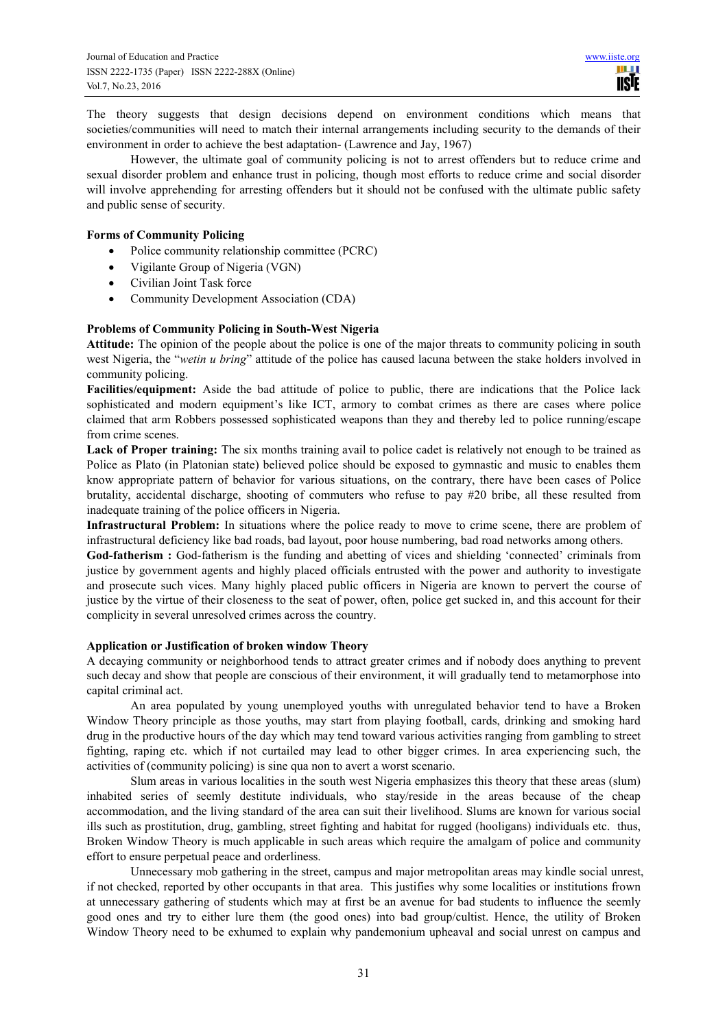The theory suggests that design decisions depend on environment conditions which means that societies/communities will need to match their internal arrangements including security to the demands of their environment in order to achieve the best adaptation- (Lawrence and Jay, 1967)

However, the ultimate goal of community policing is not to arrest offenders but to reduce crime and sexual disorder problem and enhance trust in policing, though most efforts to reduce crime and social disorder will involve apprehending for arresting offenders but it should not be confused with the ultimate public safety and public sense of security.

**Forms of Community Policing**

- Police community relationship committee (PCRC)
- Vigilante Group of Nigeria (VGN)
- Civilian Joint Task force
- Community Development Association (CDA)

**Problems of Community Policing in South-West Nigeria**

**Attitude:** The opinion of the people about the police is one of the major threats to community policing in south west Nigeria, the "*wetin u bring*" attitude of the police has caused lacuna between the stake holders involved in community policing.

**Facilities/equipment:** Aside the bad attitude of police to public, there are indications that the Police lack sophisticated and modern equipment's like ICT, armory to combat crimes as there are cases where police claimed that arm Robbers possessed sophisticated weapons than they and thereby led to police running/escape from crime scenes.

**Lack of Proper training:** The six months training avail to police cadet is relatively not enough to be trained as Police as Plato (in Platonian state) believed police should be exposed to gymnastic and music to enables them know appropriate pattern of behavior for various situations, on the contrary, there have been cases of Police brutality, accidental discharge, shooting of commuters who refuse to pay #20 bribe, all these resulted from inadequate training of the police officers in Nigeria.

**Infrastructural Problem:** In situations where the police ready to move to crime scene, there are problem of infrastructural deficiency like bad roads, bad layout, poor house numbering, bad road networks among others.

**God-fatherism :** God-fatherism is the funding and abetting of vices and shielding 'connected' criminals from justice by government agents and highly placed officials entrusted with the power and authority to investigate and prosecute such vices. Many highly placed public officers in Nigeria are known to pervert the course of justice by the virtue of their closeness to the seat of power, often, police get sucked in, and this account for their complicity in several unresolved crimes across the country.

**Application or Justification of broken window Theory**

A decaying community or neighborhood tends to attract greater crimes and if nobody does anything to prevent such decay and show that people are conscious of their environment, it will gradually tend to metamorphose into capital criminal act.

An area populated by young unemployed youths with unregulated behavior tend to have a Broken Window Theory principle as those youths, may start from playing football, cards, drinking and smoking hard drug in the productive hours of the day which may tend toward various activities ranging from gambling to street fighting, raping etc. which if not curtailed may lead to other bigger crimes. In area experiencing such, the activities of (community policing) is sine qua non to avert a worst scenario.

Slum areas in various localities in the south west Nigeria emphasizes this theory that these areas (slum) inhabited series of seemly destitute individuals, who stay/reside in the areas because of the cheap accommodation, and the living standard of the area can suit their livelihood. Slums are known for various social ills such as prostitution, drug, gambling, street fighting and habitat for rugged (hooligans) individuals etc. thus, Broken Window Theory is much applicable in such areas which require the amalgam of police and community effort to ensure perpetual peace and orderliness.

Unnecessary mob gathering in the street, campus and major metropolitan areas may kindle social unrest, if not checked, reported by other occupants in that area. This justifies why some localities or institutions frown at unnecessary gathering of students which may at first be an avenue for bad students to influence the seemly good ones and try to either lure them (the good ones) into bad group/cultist. Hence, the utility of Broken Window Theory need to be exhumed to explain why pandemonium upheaval and social unrest on campus and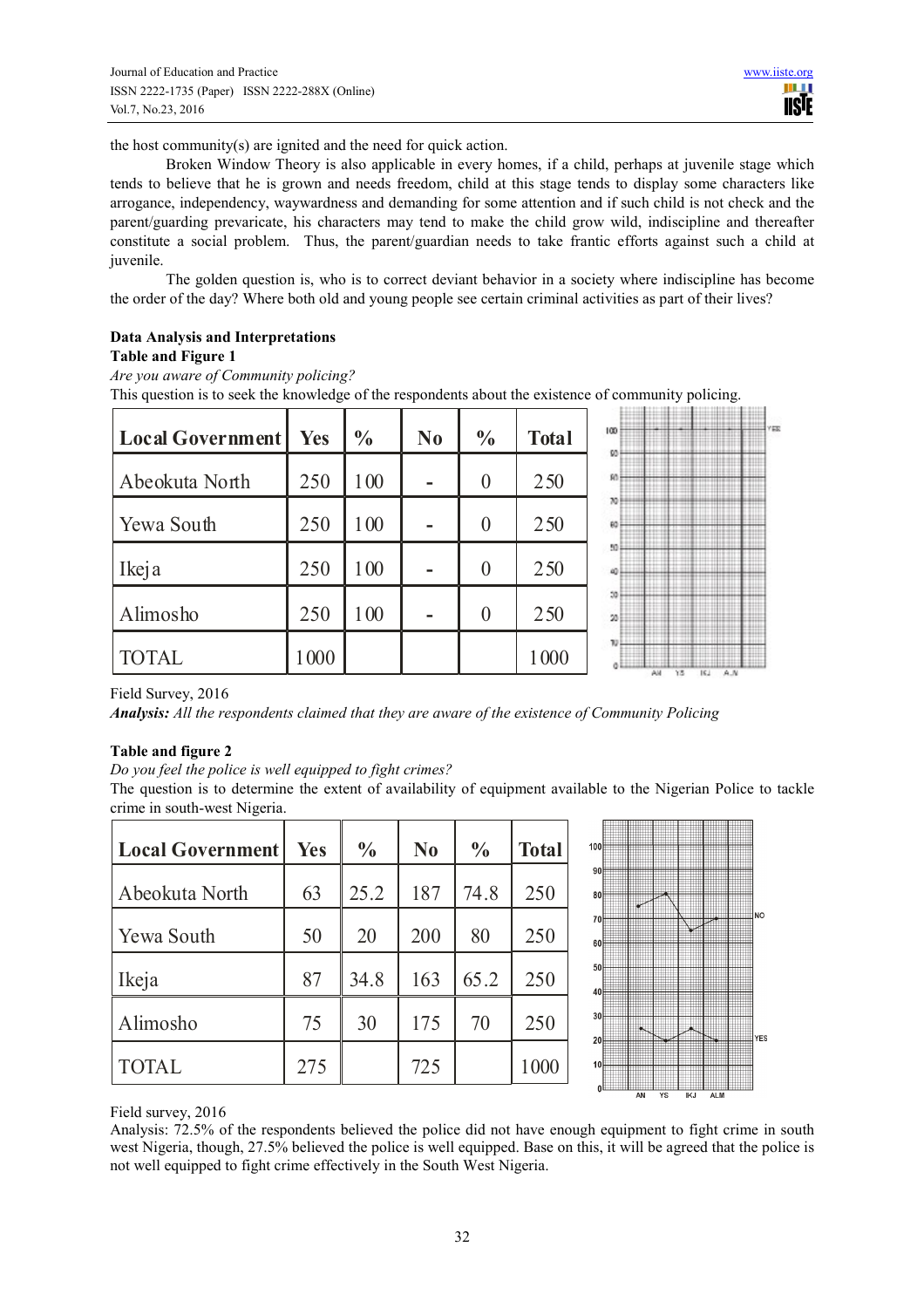the host community(s) are ignited and the need for quick action.

Broken Window Theory is also applicable in every homes, if a child, perhaps at juvenile stage which tends to believe that he is grown and needs freedom, child at this stage tends to display some characters like arrogance, independency, waywardness and demanding for some attention and if such child is not check and the parent/guarding prevaricate, his characters may tend to make the child grow wild, indiscipline and thereafter constitute a social problem. Thus, the parent/guardian needs to take frantic efforts against such a child at juvenile.

The golden question is, who is to correct deviant behavior in a society where indiscipline has become the order of the day? Where both old and young people see certain criminal activities as part of their lives?

**Data Analysis and Interpretations**

**Table and Figure 1**

*Are you aware of Community policing?*

This question is to seek the knowledge of the respondents about the existence of community policing.

| Local Government | Yes | % | No | % | Total |
|---|---|---|---|---|---|
| Abeokuta North | 250 | 100 | - | 0 | 250 |
| Yewa South | 250 | 100 | - | 0 | 250 |
| Ikeja | 250 | 100 | - | 0 | 250 |
| Alimosho | 250 | 100 | - | 0 | 250 |
| TOTAL | 1000 | | | | 1000 |

Field Survey, 2016

***Analysis:*** *All the respondents claimed that they are aware of the existence of Community Policing*

**Table and figure 2**

*Do you feel the police is well equipped to fight crimes?*

The question is to determine the extent of availability of equipment available to the Nigerian Police to tackle crime in south-west Nigeria.

| Local Government | Yes | % | No | % | Total |
|---|---|---|---|---|---|
| Abeokuta North | 63 | 25.2 | 187 | 74.8 | 250 |
| Yewa South | 50 | 20 | 200 | 80 | 250 |
| Ikeja | 87 | 34.8 | 163 | 65.2 | 250 |
| Alimosho | 75 | 30 | 175 | 70 | 250 |
| TOTAL | 275 | | 725 | | 1000 |

Field survey, 2016

Analysis: 72.5% of the respondents believed the police did not have enough equipment to fight crime in south west Nigeria, though, 27.5% believed the police is well equipped. Base on this, it will be agreed that the police is not well equipped to fight crime effectively in the South West Nigeria.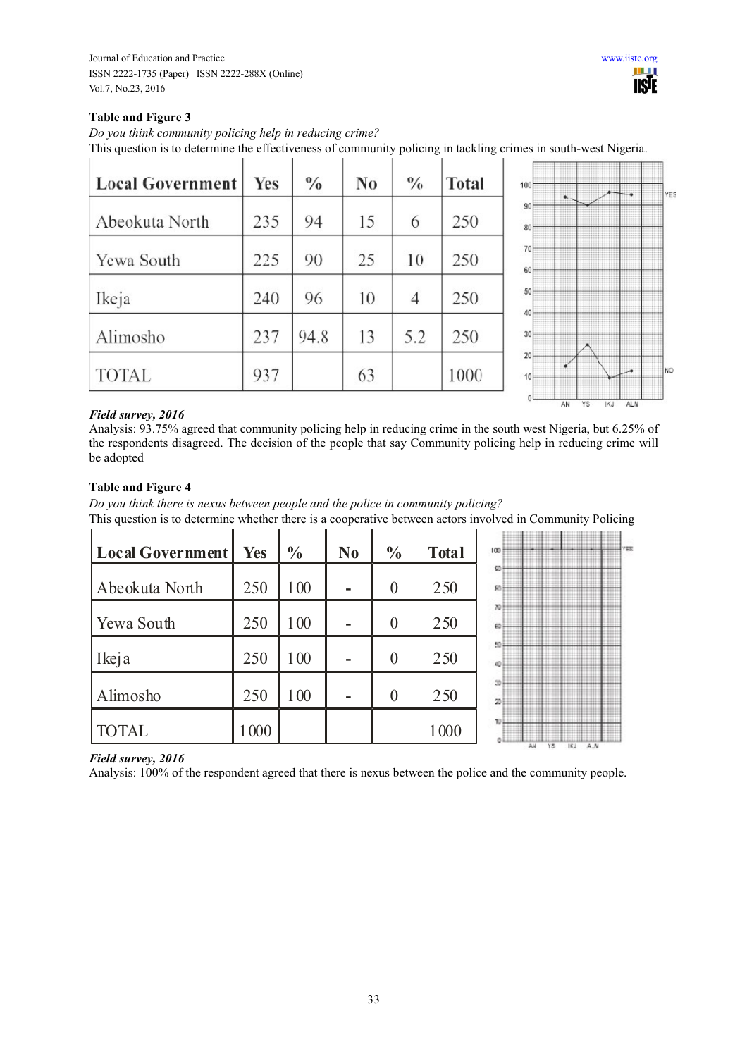**Table and Figure 3**

*Do you think community policing help in reducing crime?*

This question is to determine the effectiveness of community policing in tackling crimes in south-west Nigeria.

| Local Government | Yes | % | No | % | Total |
|---|---|---|---|---|---|
| Abeokuta North | 235 | 94 | 15 | 6 | 250 |
| Yewa South | 225 | 90 | 25 | 10 | 250 |
| Ikeja | 240 | 96 | 10 | 4 | 250 |
| Alimosho | 237 | 94.8 | 13 | 5.2 | 250 |
| TOTAL | 937 | | 63 | | 1000 |

***Field survey, 2016***

Analysis: 93.75% agreed that community policing help in reducing crime in the south west Nigeria, but 6.25% of the respondents disagreed. The decision of the people that say Community policing help in reducing crime will be adopted

**Table and Figure 4**

*Do you think there is nexus between people and the police in community policing?*

This question is to determine whether there is a cooperative between actors involved in Community Policing

| Local Government | Yes | % | No | % | Total |
|---|---|---|---|---|---|
| Abeokuta North | 250 | 100 | - | 0 | 250 |
| Yewa South | 250 | 100 | - | 0 | 250 |
| Ikeja | 250 | 100 | - | 0 | 250 |
| Alimosho | 250 | 100 | - | 0 | 250 |
| TOTAL | 1000 | | | | 1000 |

***Field survey, 2016***

Analysis: 100% of the respondent agreed that there is nexus between the police and the community people.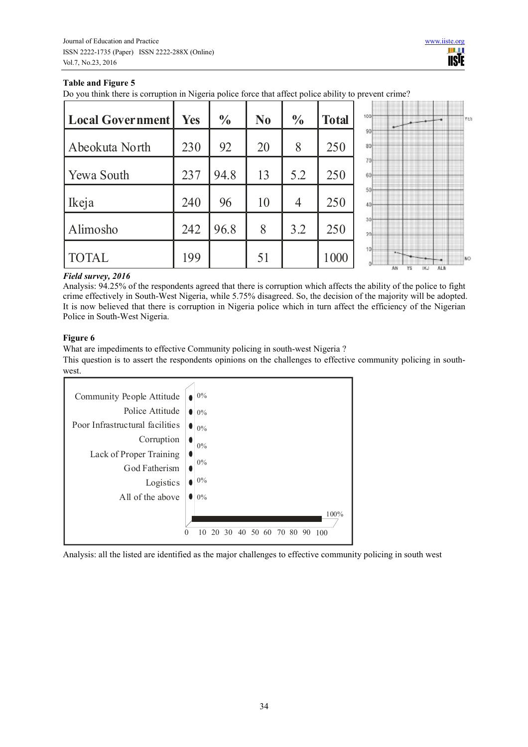**Table and Figure 5**

Do you think there is corruption in Nigeria police force that affect police ability to prevent crime?

| Local Government | Yes | % | No | % | Total |
|---|---|---|---|---|---|
| Abeokuta North | 230 | 92 | 20 | 8 | 250 |
| Yewa South | 237 | 94.8 | 13 | 5.2 | 250 |
| Ikeja | 240 | 96 | 10 | 4 | 250 |
| Alimosho | 242 | 96.8 | 8 | 3.2 | 250 |
| TOTAL | 199 | | 51 | | 1000 |

***Field survey, 2016***

Analysis: 94.25% of the respondents agreed that there is corruption which affects the ability of the police to fight crime effectively in South-West Nigeria, while 5.75% disagreed. So, the decision of the majority will be adopted. It is now believed that there is corruption in Nigeria police which in turn affect the efficiency of the Nigerian Police in South-West Nigeria.

**Figure 6**

What are impediments to effective Community policing in south-west Nigeria ?

This question is to assert the respondents opinions on the challenges to effective community policing in south-west.

| Impediment | % |
|---|---|
| Community People Attitude | 0% |
| Police Attitude | 0% |
| Poor Infrastructural facilities | 0% |
| Corruption | 0% |
| Lack of Proper Training | 0% |
| God Fatherism | 0% |
| Logistics | 0% |
| All of the above | 100% |

Analysis: all the listed are identified as the major challenges to effective community policing in south west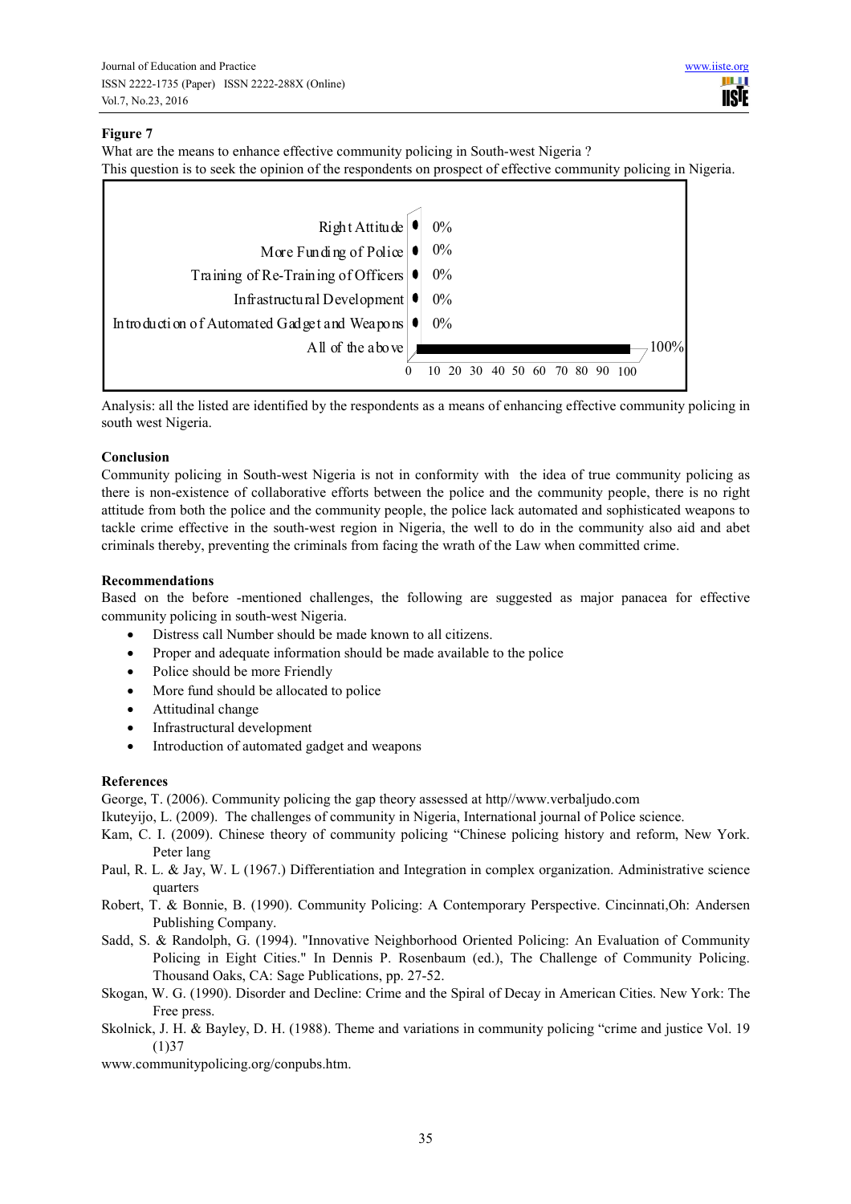**Figure 7**

What are the means to enhance effective community policing in South-west Nigeria ?

This question is to seek the opinion of the respondents on prospect of effective community policing in Nigeria.

Right Attitude 0%
More Funding of Police 0%
Training of Re-Training of Officers 0%
Infrastructural Development 0%
Introduction of Automated Gadget and Weapons 0%
All of the above 100%
0 10 20 30 40 50 60 70 80 90 100

Analysis: all the listed are identified by the respondents as a means of enhancing effective community policing in south west Nigeria.

**Conclusion**

Community policing in South-west Nigeria is not in conformity with the idea of true community policing as there is non-existence of collaborative efforts between the police and the community people, there is no right attitude from both the police and the community people, the police lack automated and sophisticated weapons to tackle crime effective in the south-west region in Nigeria, the well to do in the community also aid and abet criminals thereby, preventing the criminals from facing the wrath of the Law when committed crime.

**Recommendations**

Based on the before -mentioned challenges, the following are suggested as major panacea for effective community policing in south-west Nigeria.

- Distress call Number should be made known to all citizens.
- Proper and adequate information should be made available to the police
- Police should be more Friendly
- More fund should be allocated to police
- Attitudinal change
- Infrastructural development
- Introduction of automated gadget and weapons

**References**

George, T. (2006). Community policing the gap theory assessed at http//www.verbaljudo.com

Ikuteyijo, L. (2009). The challenges of community in Nigeria, International journal of Police science.

Kam, C. I. (2009). Chinese theory of community policing "Chinese policing history and reform, New York. Peter lang

Paul, R. L. & Jay, W. L (1967.) Differentiation and Integration in complex organization. Administrative science quarters

Robert, T. & Bonnie, B. (1990). Community Policing: A Contemporary Perspective. Cincinnati,Oh: Andersen Publishing Company.

Sadd, S. & Randolph, G. (1994). "Innovative Neighborhood Oriented Policing: An Evaluation of Community Policing in Eight Cities." In Dennis P. Rosenbaum (ed.), The Challenge of Community Policing. Thousand Oaks, CA: Sage Publications, pp. 27-52.

Skogan, W. G. (1990). Disorder and Decline: Crime and the Spiral of Decay in American Cities. New York: The Free press.

Skolnick, J. H. & Bayley, D. H. (1988). Theme and variations in community policing "crime and justice Vol. 19 (1)37

www.communitypolicing.org/conpubs.htm.